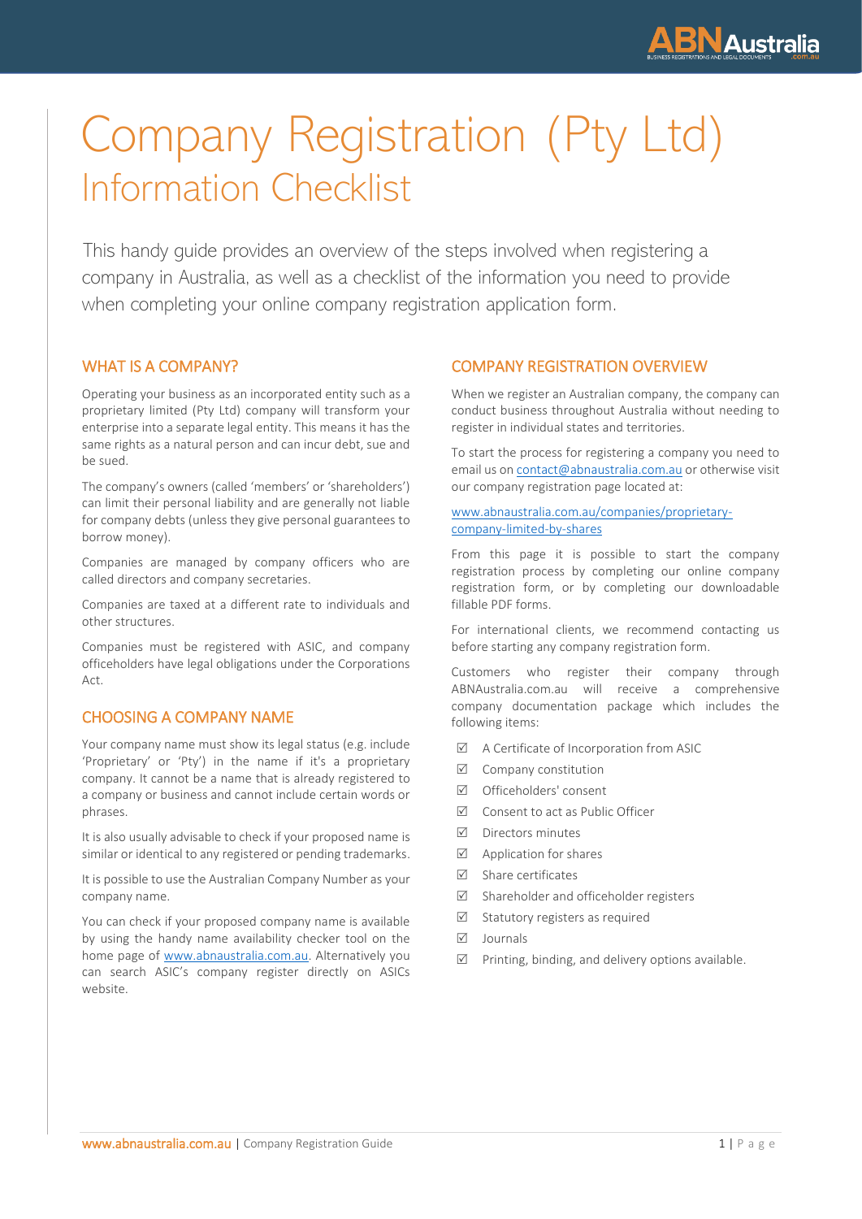# Company Registration (Pty Ltd)

## Information Checklist

This handy guide provides an overview of the steps involved when registering a company in Australia, as well as a checklist of the information you need to provide when completing your online company registration application form.

### WHAT IS A COMPANY?

Operating your business as an incorporated entity such as a proprietary limited (Pty Ltd) company will transform your enterprise into a separate legal entity. This means it has the same rights as a natural person and can incur debt, sue and be sued.

The company's owners (called 'members' or 'shareholders') can limit their personal liability and are generally not liable for company debts (unless they give personal guarantees to borrow money).

Companies are managed by company officers who are called directors and company secretaries.

Companies are taxed at a different rate to individuals and other structures.

Companies must be registered with ASIC, and company officeholders have legal obligations under the Corporations Act.

### CHOOSING A COMPANY NAME

Your company name must show its legal status (e.g. include 'Proprietary' or 'Pty') in the name if it's a proprietary company. It cannot be a name that is already registered to a company or business and cannot include certain words or phrases.

It is also usually advisable to check if your proposed name is similar or identical to any registered or pending trademarks.

It is possible to use the Australian Company Number as your company name.

You can check if your proposed company name is available by using the handy name availability checker tool on the home page of www.abnaustralia.com.au. Alternatively you can search ASIC's company register directly on ASICs website.

### COMPANY REGISTRATION OVERVIEW

When we register an Australian company, the company can conduct business throughout Australia without needing to register in individual states and territories.

To start the process for registering a company you need to email us on contact@abnaustralia.com.au or otherwise visit our company registration page located at:

www.abnaustralia.com.au/companies/proprietary-company-limited-by-shares

From this page it is possible to start the company registration process by completing our online company registration form, or by completing our downloadable fillable PDF forms.

For international clients, we recommend contacting us before starting any company registration form.

Customers who register their company through ABNAustralia.com.au will receive a comprehensive company documentation package which includes the following items:

- ☑ A Certificate of Incorporation from ASIC
- ☑ Company constitution
- ☑ Officeholders' consent
- ☑ Consent to act as Public Officer
- ☑ Directors minutes
- ☑ Application for shares
- ☑ Share certificates
- ☑ Shareholder and officeholder registers
- ☑ Statutory registers as required
- ☑ Journals
- ☑ Printing, binding, and delivery options available.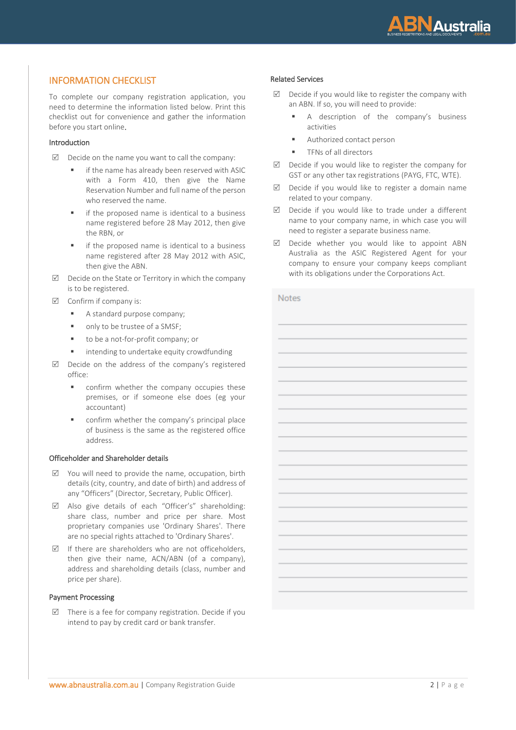## INFORMATION CHECKLIST

To complete our company registration application, you need to determine the information listed below. Print this checklist out for convenience and gather the information before you start online.

### Introduction

- ☑ Decide on the name you want to call the company:
  - if the name has already been reserved with ASIC with a Form 410, then give the Name Reservation Number and full name of the person who reserved the name.
  - if the proposed name is identical to a business name registered before 28 May 2012, then give the RBN, or
  - if the proposed name is identical to a business name registered after 28 May 2012 with ASIC, then give the ABN.
- ☑ Decide on the State or Territory in which the company is to be registered.
- ☑ Confirm if company is:
  - A standard purpose company;
  - only to be trustee of a SMSF;
  - to be a not-for-profit company; or
  - intending to undertake equity crowdfunding
- ☑ Decide on the address of the company's registered office:
  - confirm whether the company occupies these premises, or if someone else does (eg your accountant)
  - confirm whether the company's principal place of business is the same as the registered office address.

### Officeholder and Shareholder details

- ☑ You will need to provide the name, occupation, birth details (city, country, and date of birth) and address of any "Officers" (Director, Secretary, Public Officer).
- ☑ Also give details of each "Officer's" shareholding: share class, number and price per share. Most proprietary companies use 'Ordinary Shares'. There are no special rights attached to 'Ordinary Shares'.
- ☑ If there are shareholders who are not officeholders, then give their name, ACN/ABN (of a company), address and shareholding details (class, number and price per share).

### Payment Processing

- ☑ There is a fee for company registration. Decide if you intend to pay by credit card or bank transfer.

### Related Services

- ☑ Decide if you would like to register the company with an ABN. If so, you will need to provide:
  - A description of the company's business activities
  - Authorized contact person
  - TFNs of all directors
- ☑ Decide if you would like to register the company for GST or any other tax registrations (PAYG, FTC, WTE).
- ☑ Decide if you would like to register a domain name related to your company.
- ☑ Decide if you would like to trade under a different name to your company name, in which case you will need to register a separate business name.
- ☑ Decide whether you would like to appoint ABN Australia as the ASIC Registered Agent for your company to ensure your company keeps compliant with its obligations under the Corporations Act.

Notes

______________________________________________

______________________________________________

______________________________________________

______________________________________________

______________________________________________

______________________________________________

______________________________________________

______________________________________________

______________________________________________

______________________________________________

______________________________________________

______________________________________________

______________________________________________

______________________________________________

______________________________________________

______________________________________________

______________________________________________

______________________________________________

______________________________________________

______________________________________________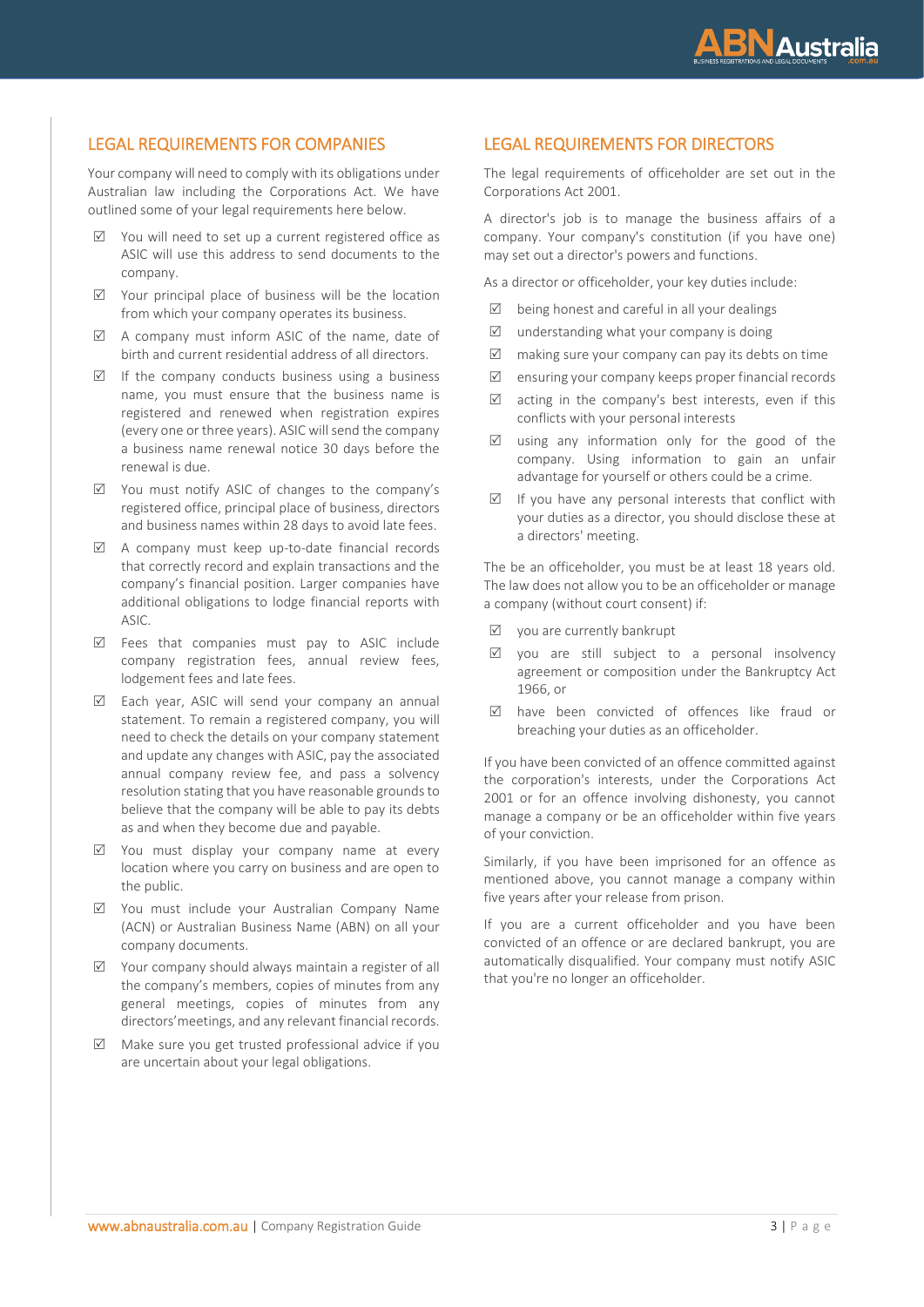## LEGAL REQUIREMENTS FOR COMPANIES

Your company will need to comply with its obligations under Australian law including the Corporations Act. We have outlined some of your legal requirements here below.

- ☑ You will need to set up a current registered office as ASIC will use this address to send documents to the company.
- ☑ Your principal place of business will be the location from which your company operates its business.
- ☑ A company must inform ASIC of the name, date of birth and current residential address of all directors.
- ☑ If the company conducts business using a business name, you must ensure that the business name is registered and renewed when registration expires (every one or three years). ASIC will send the company a business name renewal notice 30 days before the renewal is due.
- ☑ You must notify ASIC of changes to the company's registered office, principal place of business, directors and business names within 28 days to avoid late fees.
- ☑ A company must keep up-to-date financial records that correctly record and explain transactions and the company's financial position. Larger companies have additional obligations to lodge financial reports with ASIC.
- ☑ Fees that companies must pay to ASIC include company registration fees, annual review fees, lodgement fees and late fees.
- ☑ Each year, ASIC will send your company an annual statement. To remain a registered company, you will need to check the details on your company statement and update any changes with ASIC, pay the associated annual company review fee, and pass a solvency resolution stating that you have reasonable grounds to believe that the company will be able to pay its debts as and when they become due and payable.
- ☑ You must display your company name at every location where you carry on business and are open to the public.
- ☑ You must include your Australian Company Name (ACN) or Australian Business Name (ABN) on all your company documents.
- ☑ Your company should always maintain a register of all the company's members, copies of minutes from any general meetings, copies of minutes from any directors'meetings, and any relevant financial records.
- ☑ Make sure you get trusted professional advice if you are uncertain about your legal obligations.

## LEGAL REQUIREMENTS FOR DIRECTORS

The legal requirements of officeholder are set out in the Corporations Act 2001.

A director's job is to manage the business affairs of a company. Your company's constitution (if you have one) may set out a director's powers and functions.

As a director or officeholder, your key duties include:

- ☑ being honest and careful in all your dealings
- ☑ understanding what your company is doing
- ☑ making sure your company can pay its debts on time
- ☑ ensuring your company keeps proper financial records
- ☑ acting in the company's best interests, even if this conflicts with your personal interests
- ☑ using any information only for the good of the company. Using information to gain an unfair advantage for yourself or others could be a crime.
- ☑ If you have any personal interests that conflict with your duties as a director, you should disclose these at a directors' meeting.

The be an officeholder, you must be at least 18 years old. The law does not allow you to be an officeholder or manage a company (without court consent) if:

- ☑ you are currently bankrupt
- ☑ you are still subject to a personal insolvency agreement or composition under the Bankruptcy Act 1966, or
- ☑ have been convicted of offences like fraud or breaching your duties as an officeholder.

If you have been convicted of an offence committed against the corporation's interests, under the Corporations Act 2001 or for an offence involving dishonesty, you cannot manage a company or be an officeholder within five years of your conviction.

Similarly, if you have been imprisoned for an offence as mentioned above, you cannot manage a company within five years after your release from prison.

If you are a current officeholder and you have been convicted of an offence or are declared bankrupt, you are automatically disqualified. Your company must notify ASIC that you're no longer an officeholder.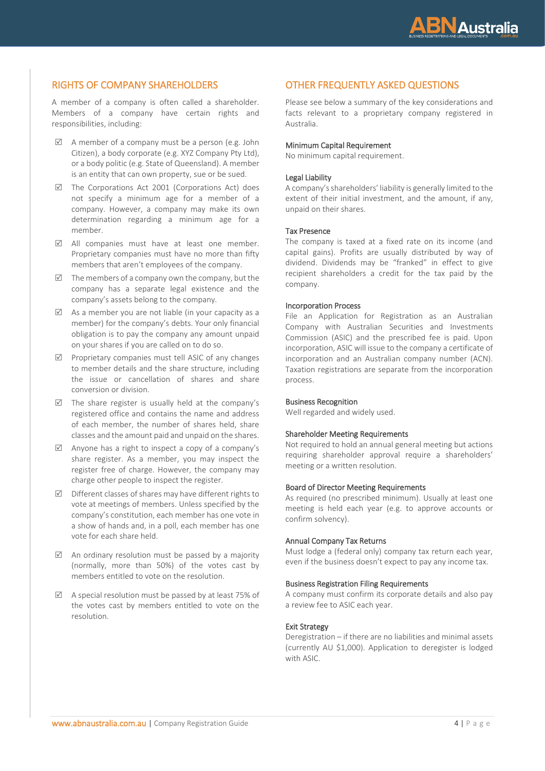## RIGHTS OF COMPANY SHAREHOLDERS

A member of a company is often called a shareholder. Members of a company have certain rights and responsibilities, including:

- ☑ A member of a company must be a person (e.g. John Citizen), a body corporate (e.g. XYZ Company Pty Ltd), or a body politic (e.g. State of Queensland). A member is an entity that can own property, sue or be sued.
- ☑ The Corporations Act 2001 (Corporations Act) does not specify a minimum age for a member of a company. However, a company may make its own determination regarding a minimum age for a member.
- ☑ All companies must have at least one member. Proprietary companies must have no more than fifty members that aren't employees of the company.
- ☑ The members of a company own the company, but the company has a separate legal existence and the company's assets belong to the company.
- ☑ As a member you are not liable (in your capacity as a member) for the company's debts. Your only financial obligation is to pay the company any amount unpaid on your shares if you are called on to do so.
- ☑ Proprietary companies must tell ASIC of any changes to member details and the share structure, including the issue or cancellation of shares and share conversion or division.
- ☑ The share register is usually held at the company's registered office and contains the name and address of each member, the number of shares held, share classes and the amount paid and unpaid on the shares.
- ☑ Anyone has a right to inspect a copy of a company's share register. As a member, you may inspect the register free of charge. However, the company may charge other people to inspect the register.
- ☑ Different classes of shares may have different rights to vote at meetings of members. Unless specified by the company's constitution, each member has one vote in a show of hands and, in a poll, each member has one vote for each share held.
- ☑ An ordinary resolution must be passed by a majority (normally, more than 50%) of the votes cast by members entitled to vote on the resolution.
- ☑ A special resolution must be passed by at least 75% of the votes cast by members entitled to vote on the resolution.

## OTHER FREQUENTLY ASKED QUESTIONS

Please see below a summary of the key considerations and facts relevant to a proprietary company registered in Australia.

### Minimum Capital Requirement

No minimum capital requirement.

### Legal Liability

A company's shareholders' liability is generally limited to the extent of their initial investment, and the amount, if any, unpaid on their shares.

### Tax Presence

The company is taxed at a fixed rate on its income (and capital gains). Profits are usually distributed by way of dividend. Dividends may be "franked" in effect to give recipient shareholders a credit for the tax paid by the company.

### Incorporation Process

File an Application for Registration as an Australian Company with Australian Securities and Investments Commission (ASIC) and the prescribed fee is paid. Upon incorporation, ASIC will issue to the company a certificate of incorporation and an Australian company number (ACN). Taxation registrations are separate from the incorporation process.

### Business Recognition

Well regarded and widely used.

### Shareholder Meeting Requirements

Not required to hold an annual general meeting but actions requiring shareholder approval require a shareholders' meeting or a written resolution.

### Board of Director Meeting Requirements

As required (no prescribed minimum). Usually at least one meeting is held each year (e.g. to approve accounts or confirm solvency).

### Annual Company Tax Returns

Must lodge a (federal only) company tax return each year, even if the business doesn't expect to pay any income tax.

### Business Registration Filing Requirements

A company must confirm its corporate details and also pay a review fee to ASIC each year.

### Exit Strategy

Deregistration – if there are no liabilities and minimal assets (currently AU $1,000). Application to deregister is lodged with ASIC.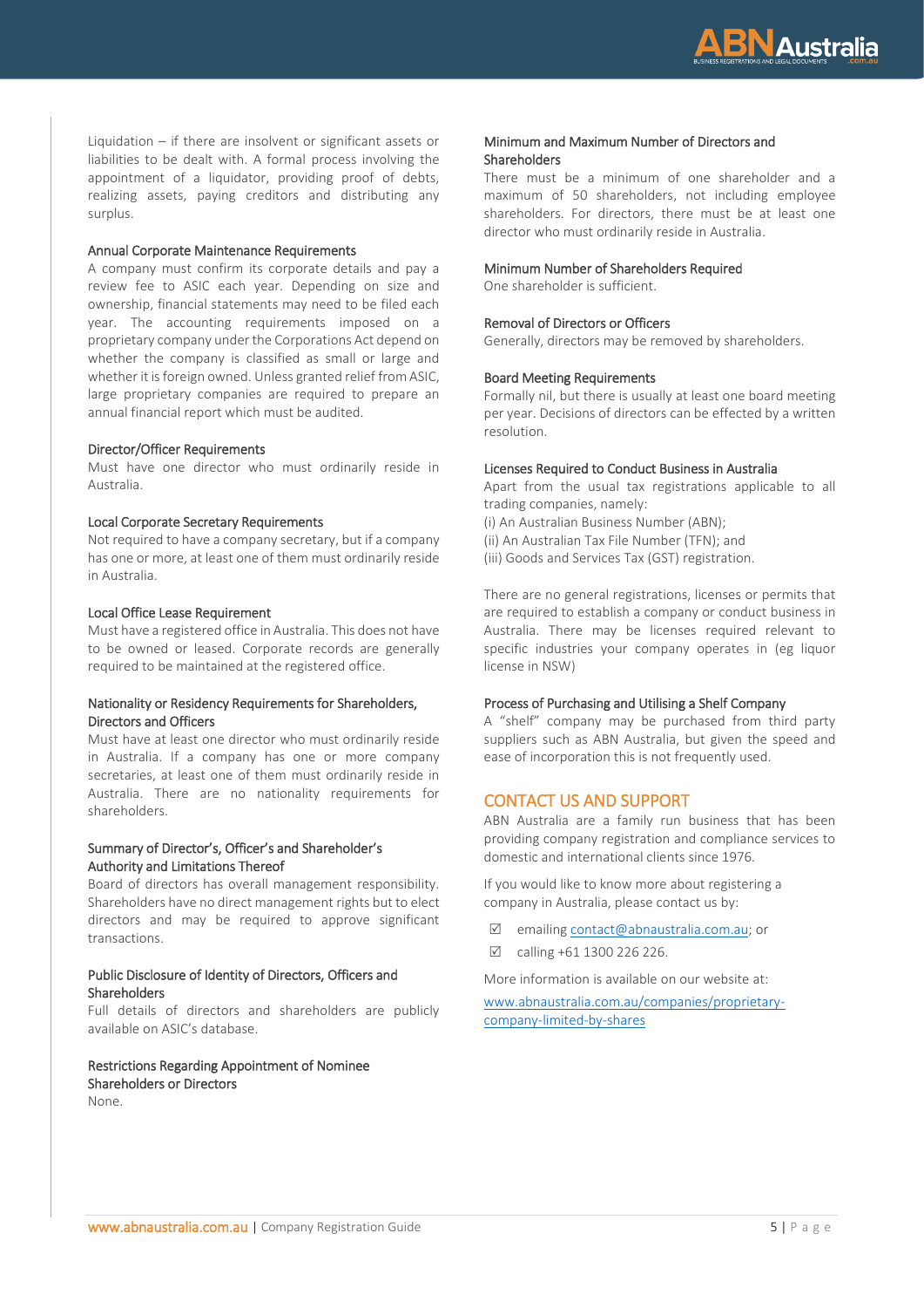Liquidation – if there are insolvent or significant assets or liabilities to be dealt with. A formal process involving the appointment of a liquidator, providing proof of debts, realizing assets, paying creditors and distributing any surplus.

### Annual Corporate Maintenance Requirements

A company must confirm its corporate details and pay a review fee to ASIC each year. Depending on size and ownership, financial statements may need to be filed each year. The accounting requirements imposed on a proprietary company under the Corporations Act depend on whether the company is classified as small or large and whether it is foreign owned. Unless granted relief from ASIC, large proprietary companies are required to prepare an annual financial report which must be audited.

### Director/Officer Requirements

Must have one director who must ordinarily reside in Australia.

### Local Corporate Secretary Requirements

Not required to have a company secretary, but if a company has one or more, at least one of them must ordinarily reside in Australia.

### Local Office Lease Requirement

Must have a registered office in Australia. This does not have to be owned or leased. Corporate records are generally required to be maintained at the registered office.

### Nationality or Residency Requirements for Shareholders, Directors and Officers

Must have at least one director who must ordinarily reside in Australia. If a company has one or more company secretaries, at least one of them must ordinarily reside in Australia. There are no nationality requirements for shareholders.

### Summary of Director's, Officer's and Shareholder's Authority and Limitations Thereof

Board of directors has overall management responsibility. Shareholders have no direct management rights but to elect directors and may be required to approve significant transactions.

### Public Disclosure of Identity of Directors, Officers and Shareholders

Full details of directors and shareholders are publicly available on ASIC's database.

### Restrictions Regarding Appointment of Nominee Shareholders or Directors

None.

### Minimum and Maximum Number of Directors and Shareholders

There must be a minimum of one shareholder and a maximum of 50 shareholders, not including employee shareholders. For directors, there must be at least one director who must ordinarily reside in Australia.

### Minimum Number of Shareholders Required

One shareholder is sufficient.

### Removal of Directors or Officers

Generally, directors may be removed by shareholders.

### Board Meeting Requirements

Formally nil, but there is usually at least one board meeting per year. Decisions of directors can be effected by a written resolution.

### Licenses Required to Conduct Business in Australia

Apart from the usual tax registrations applicable to all trading companies, namely:
(i) An Australian Business Number (ABN);
(ii) An Australian Tax File Number (TFN); and
(iii) Goods and Services Tax (GST) registration.

There are no general registrations, licenses or permits that are required to establish a company or conduct business in Australia. There may be licenses required relevant to specific industries your company operates in (eg liquor license in NSW)

### Process of Purchasing and Utilising a Shelf Company

A "shelf" company may be purchased from third party suppliers such as ABN Australia, but given the speed and ease of incorporation this is not frequently used.

## CONTACT US AND SUPPORT

ABN Australia are a family run business that has been providing company registration and compliance services to domestic and international clients since 1976.

If you would like to know more about registering a company in Australia, please contact us by:

- ☑ emailing contact@abnaustralia.com.au; or
- ☑ calling +61 1300 226 226.

More information is available on our website at:

www.abnaustralia.com.au/companies/proprietary-company-limited-by-shares